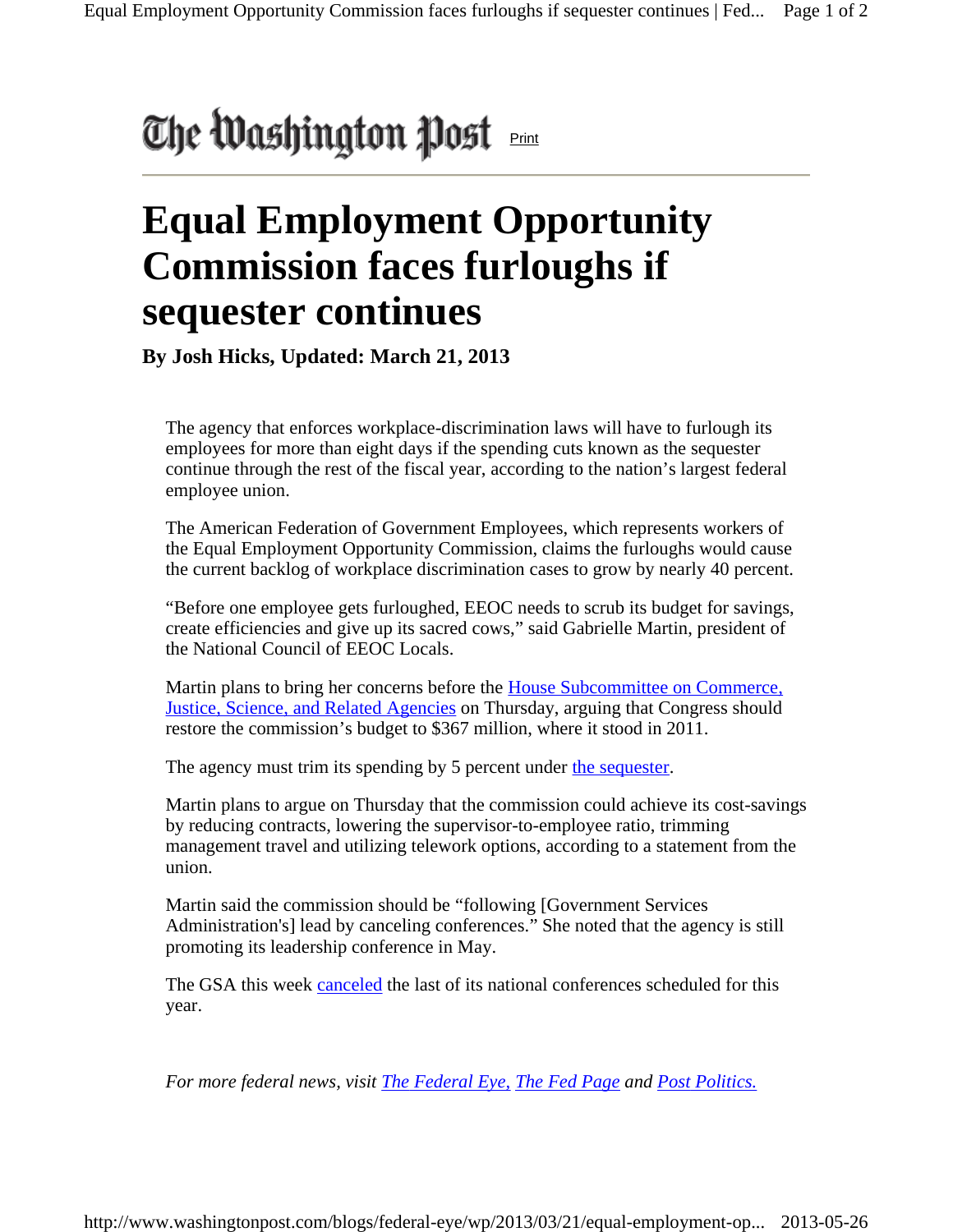The Washington Post Print

# Equal Employment Opportunity Commission faces furloughs if sequester continues

**By Josh Hicks, Updated: March 21, 2013**

The agency that enforces workplace-discrimination laws will have to furlough its employees for more than eight days if the spending cuts known as the sequester continue through the rest of the fiscal year, according to the nation's largest federal employee union.

The American Federation of Government Employees, which represents workers of the Equal Employment Opportunity Commission, claims the furloughs would cause the current backlog of workplace discrimination cases to grow by nearly 40 percent.

"Before one employee gets furloughed, EEOC needs to scrub its budget for savings, create efficiencies and give up its sacred cows," said Gabrielle Martin, president of the National Council of EEOC Locals.

Martin plans to bring her concerns before the House Subcommittee on Commerce, Justice, Science, and Related Agencies on Thursday, arguing that Congress should restore the commission's budget to $367 million, where it stood in 2011.

The agency must trim its spending by 5 percent under the sequester.

Martin plans to argue on Thursday that the commission could achieve its cost-savings by reducing contracts, lowering the supervisor-to-employee ratio, trimming management travel and utilizing telework options, according to a statement from the union.

Martin said the commission should be "following [Government Services Administration's] lead by canceling conferences." She noted that the agency is still promoting its leadership conference in May.

The GSA this week canceled the last of its national conferences scheduled for this year.

*For more federal news, visit The Federal Eye, The Fed Page and Post Politics.*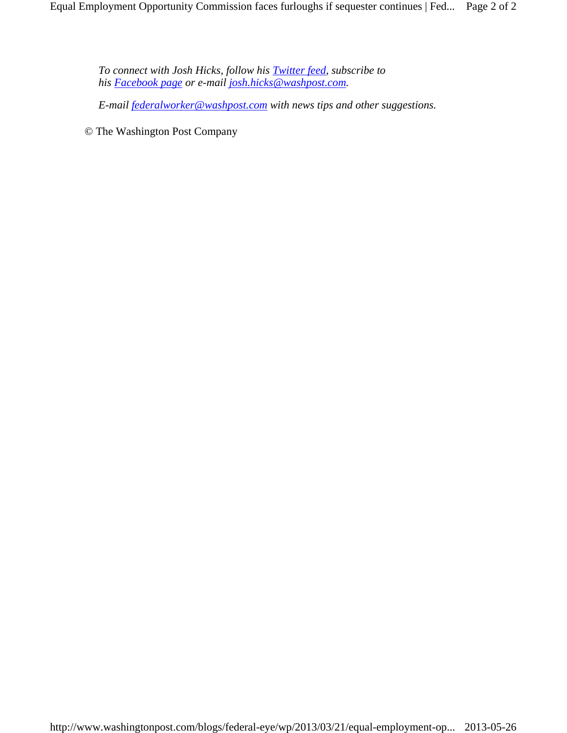*To connect with Josh Hicks, follow his Twitter feed, subscribe to his Facebook page or e-mail josh.hicks@washpost.com.*

*E-mail federalworker@washpost.com with news tips and other suggestions.*

© The Washington Post Company